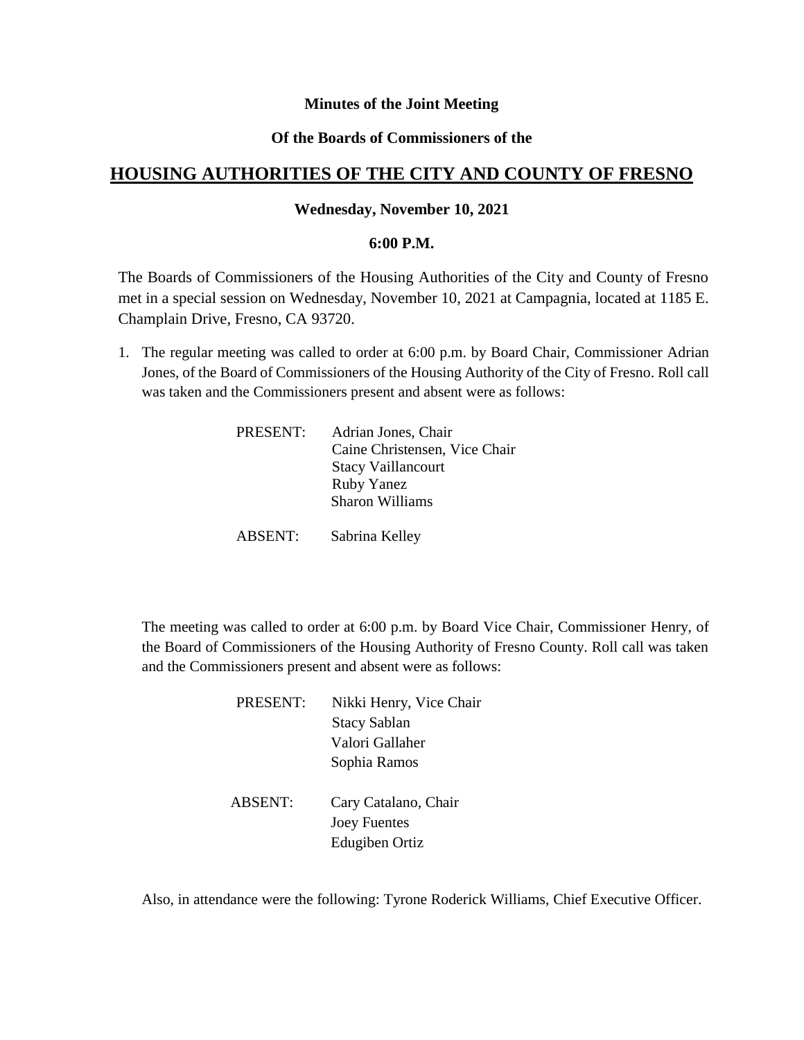**Minutes of the Joint Meeting**

**Of the Boards of Commissioners of the**

# HOUSING AUTHORITIES OF THE CITY AND COUNTY OF FRESNO

**Wednesday, November 10, 2021**

**6:00 P.M.**

The Boards of Commissioners of the Housing Authorities of the City and County of Fresno met in a special session on Wednesday, November 10, 2021 at Campagnia, located at 1185 E. Champlain Drive, Fresno, CA 93720.

1. The regular meeting was called to order at 6:00 p.m. by Board Chair, Commissioner Adrian Jones, of the Board of Commissioners of the Housing Authority of the City of Fresno. Roll call was taken and the Commissioners present and absent were as follows:

   PRESENT: Adrian Jones, Chair
   Caine Christensen, Vice Chair
   Stacy Vaillancourt
   Ruby Yanez
   Sharon Williams

   ABSENT: Sabrina Kelley

   The meeting was called to order at 6:00 p.m. by Board Vice Chair, Commissioner Henry, of the Board of Commissioners of the Housing Authority of Fresno County. Roll call was taken and the Commissioners present and absent were as follows:

   PRESENT: Nikki Henry, Vice Chair
   Stacy Sablan
   Valori Gallaher
   Sophia Ramos

   ABSENT: Cary Catalano, Chair
   Joey Fuentes
   Edugiben Ortiz

   Also, in attendance were the following: Tyrone Roderick Williams, Chief Executive Officer.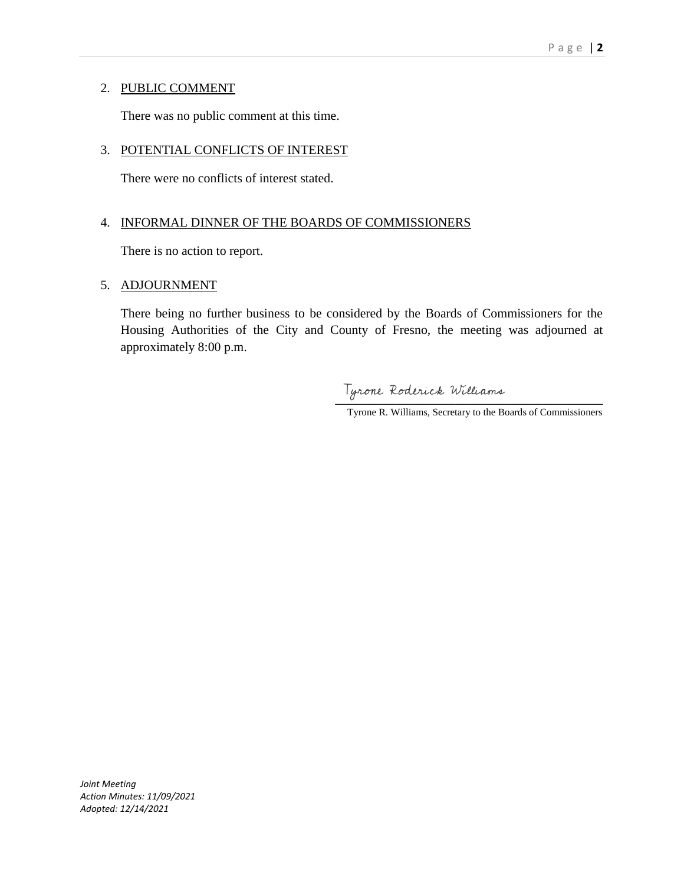2. PUBLIC COMMENT

   There was no public comment at this time.

3. POTENTIAL CONFLICTS OF INTEREST

   There were no conflicts of interest stated.

4. INFORMAL DINNER OF THE BOARDS OF COMMISSIONERS

   There is no action to report.

5. ADJOURNMENT

   There being no further business to be considered by the Boards of Commissioners for the Housing Authorities of the City and County of Fresno, the meeting was adjourned at approximately 8:00 p.m.

Tyrone Roderick Williams

Tyrone R. Williams, Secretary to the Boards of Commissioners

*Joint Meeting*
*Action Minutes: 11/09/2021*
*Adopted: 12/14/2021*